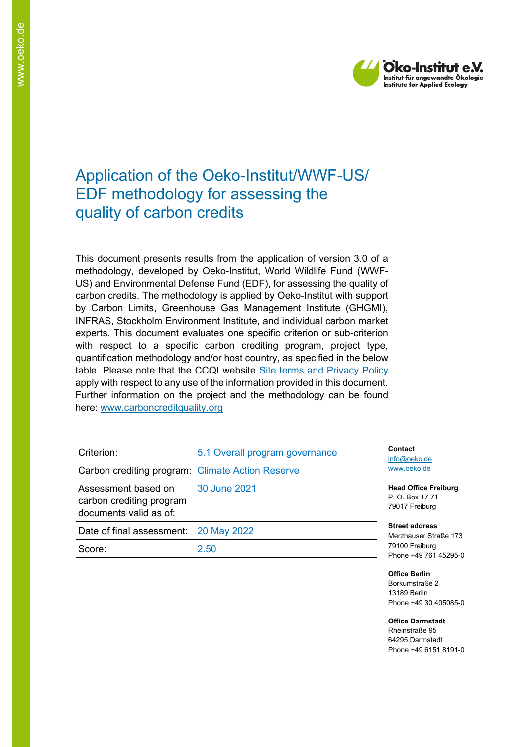# Application of the Oeko-Institut/WWF-US/ EDF methodology for assessing the quality of carbon credits

This document presents results from the application of version 3.0 of a methodology, developed by Oeko-Institut, World Wildlife Fund (WWF-US) and Environmental Defense Fund (EDF), for assessing the quality of carbon credits. The methodology is applied by Oeko-Institut with support by Carbon Limits, Greenhouse Gas Management Institute (GHGMI), INFRAS, Stockholm Environment Institute, and individual carbon market experts. This document evaluates one specific criterion or sub-criterion with respect to a specific carbon crediting program, project type, quantification methodology and/or host country, as specified in the below table. Please note that the CCQI website [Site terms and Privacy Policy](#) apply with respect to any use of the information provided in this document. Further information on the project and the methodology can be found here: [www.carboncreditquality.org](http://www.carboncreditquality.org)

| Criterion: | 5.1 Overall program governance |
|---|---|
| Carbon crediting program: | Climate Action Reserve |
| Assessment based on carbon crediting program documents valid as of: | 30 June 2021 |
| Date of final assessment: | 20 May 2022 |
| Score: | 2.50 |

**Contact**
info@oeko.de
www.oeko.de

**Head Office Freiburg**
P. O. Box 17 71
79017 Freiburg

**Street address**
Merzhauser Straße 173
79100 Freiburg
Phone +49 761 45295-0

**Office Berlin**
Borkumstraße 2
13189 Berlin
Phone +49 30 405085-0

**Office Darmstadt**
Rheinstraße 95
64295 Darmstadt
Phone +49 6151 8191-0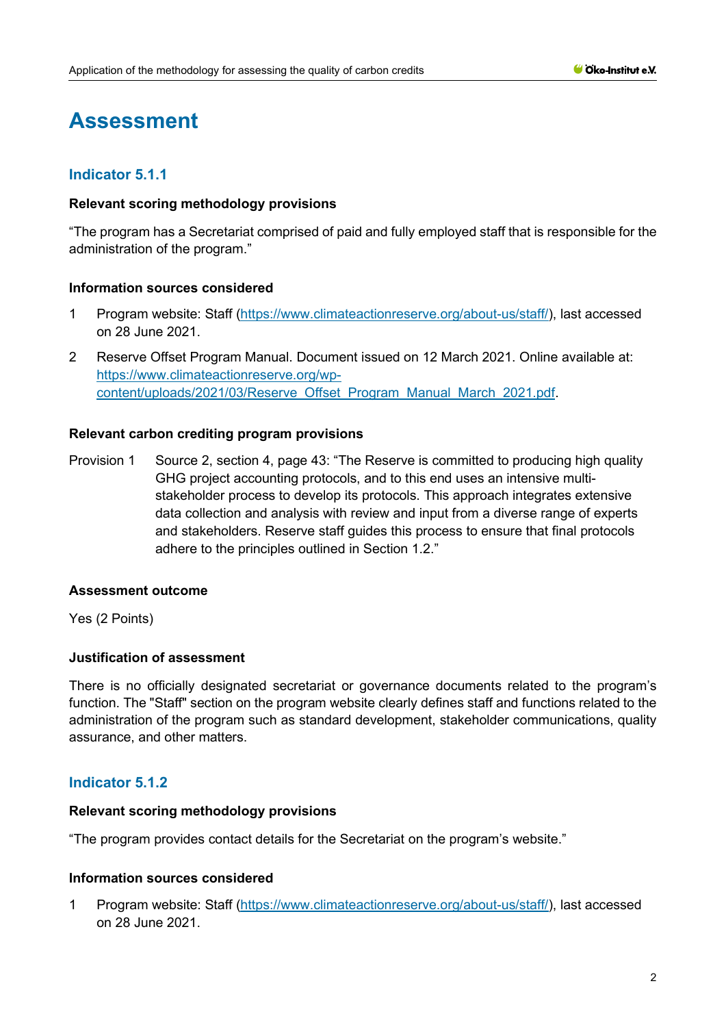# Assessment

## Indicator 5.1.1

**Relevant scoring methodology provisions**

"The program has a Secretariat comprised of paid and fully employed staff that is responsible for the administration of the program."

**Information sources considered**

1. Program website: Staff (https://www.climateactionreserve.org/about-us/staff/), last accessed on 28 June 2021.
2. Reserve Offset Program Manual. Document issued on 12 March 2021. Online available at: https://www.climateactionreserve.org/wp-content/uploads/2021/03/Reserve_Offset_Program_Manual_March_2021.pdf.

**Relevant carbon crediting program provisions**

Provision 1 Source 2, section 4, page 43: "The Reserve is committed to producing high quality GHG project accounting protocols, and to this end uses an intensive multi-stakeholder process to develop its protocols. This approach integrates extensive data collection and analysis with review and input from a diverse range of experts and stakeholders. Reserve staff guides this process to ensure that final protocols adhere to the principles outlined in Section 1.2."

**Assessment outcome**

Yes (2 Points)

**Justification of assessment**

There is no officially designated secretariat or governance documents related to the program's function. The "Staff" section on the program website clearly defines staff and functions related to the administration of the program such as standard development, stakeholder communications, quality assurance, and other matters.

## Indicator 5.1.2

**Relevant scoring methodology provisions**

"The program provides contact details for the Secretariat on the program's website."

**Information sources considered**

1. Program website: Staff (https://www.climateactionreserve.org/about-us/staff/), last accessed on 28 June 2021.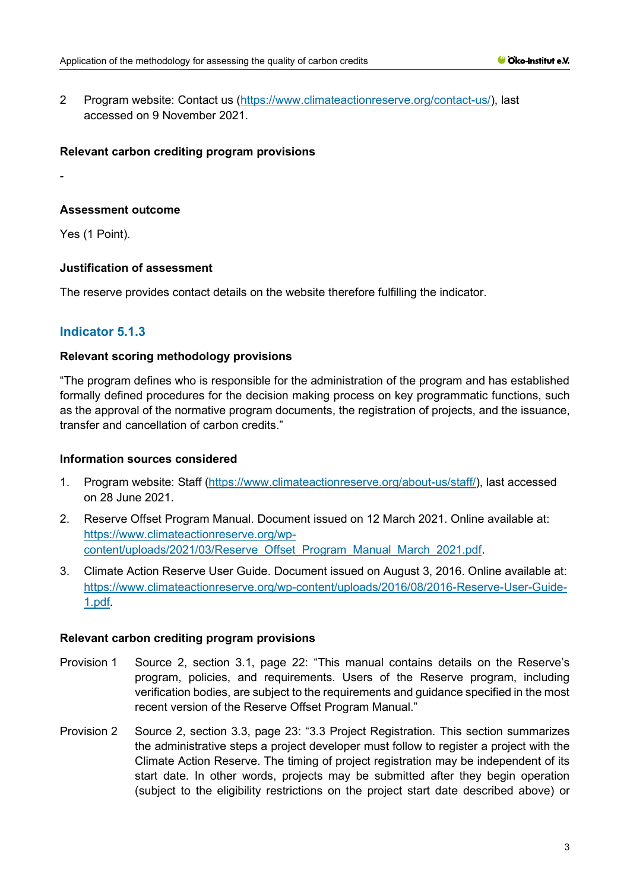2 Program website: Contact us (https://www.climateactionreserve.org/contact-us/), last accessed on 9 November 2021.

**Relevant carbon crediting program provisions**

-

**Assessment outcome**

Yes (1 Point).

**Justification of assessment**

The reserve provides contact details on the website therefore fulfilling the indicator.

### Indicator 5.1.3

**Relevant scoring methodology provisions**

"The program defines who is responsible for the administration of the program and has established formally defined procedures for the decision making process on key programmatic functions, such as the approval of the normative program documents, the registration of projects, and the issuance, transfer and cancellation of carbon credits."

**Information sources considered**

1. Program website: Staff (https://www.climateactionreserve.org/about-us/staff/), last accessed on 28 June 2021.
2. Reserve Offset Program Manual. Document issued on 12 March 2021. Online available at: https://www.climateactionreserve.org/wp-content/uploads/2021/03/Reserve_Offset_Program_Manual_March_2021.pdf.
3. Climate Action Reserve User Guide. Document issued on August 3, 2016. Online available at: https://www.climateactionreserve.org/wp-content/uploads/2016/08/2016-Reserve-User-Guide-1.pdf.

**Relevant carbon crediting program provisions**

Provision 1 Source 2, section 3.1, page 22: "This manual contains details on the Reserve's program, policies, and requirements. Users of the Reserve program, including verification bodies, are subject to the requirements and guidance specified in the most recent version of the Reserve Offset Program Manual."

Provision 2 Source 2, section 3.3, page 23: "3.3 Project Registration. This section summarizes the administrative steps a project developer must follow to register a project with the Climate Action Reserve. The timing of project registration may be independent of its start date. In other words, projects may be submitted after they begin operation (subject to the eligibility restrictions on the project start date described above) or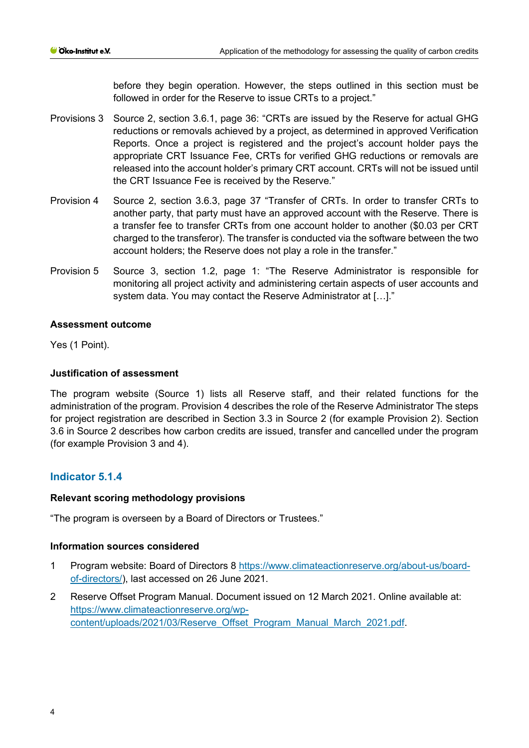before they begin operation. However, the steps outlined in this section must be followed in order for the Reserve to issue CRTs to a project."

Provisions 3 Source 2, section 3.6.1, page 36: "CRTs are issued by the Reserve for actual GHG reductions or removals achieved by a project, as determined in approved Verification Reports. Once a project is registered and the project's account holder pays the appropriate CRT Issuance Fee, CRTs for verified GHG reductions or removals are released into the account holder's primary CRT account. CRTs will not be issued until the CRT Issuance Fee is received by the Reserve."

Provision 4 Source 2, section 3.6.3, page 37 "Transfer of CRTs. In order to transfer CRTs to another party, that party must have an approved account with the Reserve. There is a transfer fee to transfer CRTs from one account holder to another ($0.03 per CRT charged to the transferor). The transfer is conducted via the software between the two account holders; the Reserve does not play a role in the transfer."

Provision 5 Source 3, section 1.2, page 1: "The Reserve Administrator is responsible for monitoring all project activity and administering certain aspects of user accounts and system data. You may contact the Reserve Administrator at […]."

**Assessment outcome**

Yes (1 Point).

**Justification of assessment**

The program website (Source 1) lists all Reserve staff, and their related functions for the administration of the program. Provision 4 describes the role of the Reserve Administrator The steps for project registration are described in Section 3.3 in Source 2 (for example Provision 2). Section 3.6 in Source 2 describes how carbon credits are issued, transfer and cancelled under the program (for example Provision 3 and 4).

## Indicator 5.1.4

**Relevant scoring methodology provisions**

"The program is overseen by a Board of Directors or Trustees."

**Information sources considered**

1 Program website: Board of Directors 8 https://www.climateactionreserve.org/about-us/board-of-directors/), last accessed on 26 June 2021.

2 Reserve Offset Program Manual. Document issued on 12 March 2021. Online available at: https://www.climateactionreserve.org/wp-content/uploads/2021/03/Reserve_Offset_Program_Manual_March_2021.pdf.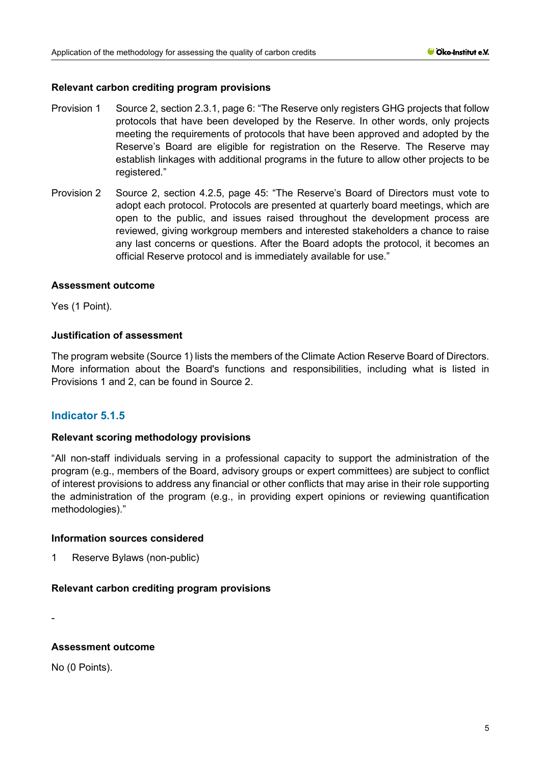#### Relevant carbon crediting program provisions

Provision 1 Source 2, section 2.3.1, page 6: "The Reserve only registers GHG projects that follow protocols that have been developed by the Reserve. In other words, only projects meeting the requirements of protocols that have been approved and adopted by the Reserve's Board are eligible for registration on the Reserve. The Reserve may establish linkages with additional programs in the future to allow other projects to be registered."

Provision 2 Source 2, section 4.2.5, page 45: "The Reserve's Board of Directors must vote to adopt each protocol. Protocols are presented at quarterly board meetings, which are open to the public, and issues raised throughout the development process are reviewed, giving workgroup members and interested stakeholders a chance to raise any last concerns or questions. After the Board adopts the protocol, it becomes an official Reserve protocol and is immediately available for use."

#### Assessment outcome

Yes (1 Point).

#### Justification of assessment

The program website (Source 1) lists the members of the Climate Action Reserve Board of Directors. More information about the Board's functions and responsibilities, including what is listed in Provisions 1 and 2, can be found in Source 2.

### Indicator 5.1.5

#### Relevant scoring methodology provisions

"All non-staff individuals serving in a professional capacity to support the administration of the program (e.g., members of the Board, advisory groups or expert committees) are subject to conflict of interest provisions to address any financial or other conflicts that may arise in their role supporting the administration of the program (e.g., in providing expert opinions or reviewing quantification methodologies)."

#### Information sources considered

1 Reserve Bylaws (non-public)

#### Relevant carbon crediting program provisions

-

#### Assessment outcome

No (0 Points).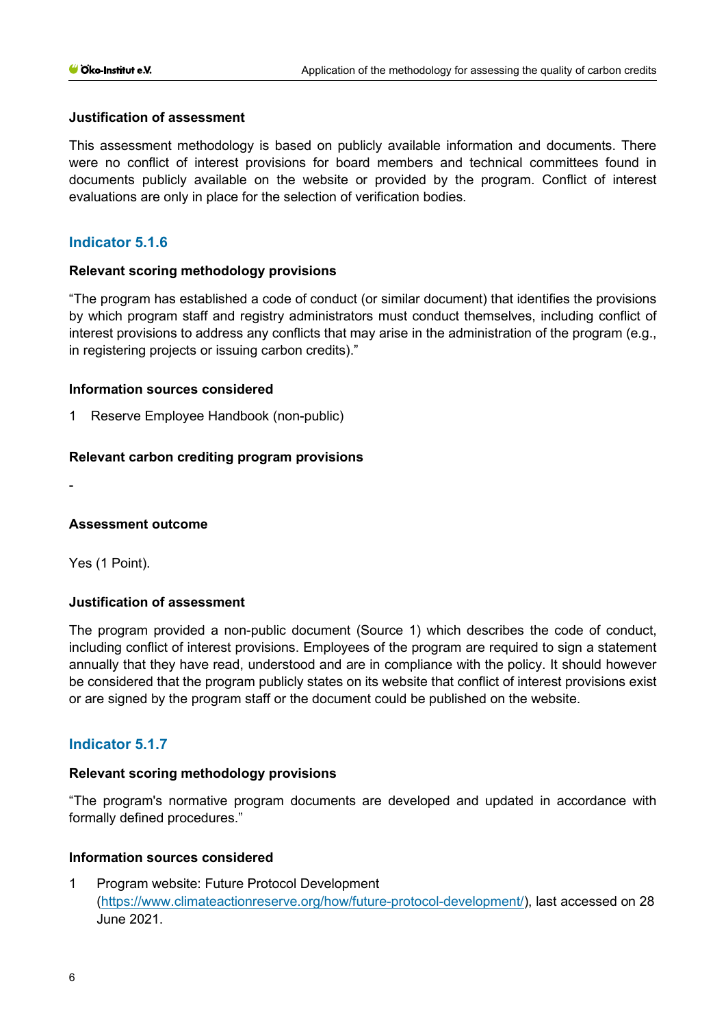#### Justification of assessment

This assessment methodology is based on publicly available information and documents. There were no conflict of interest provisions for board members and technical committees found in documents publicly available on the website or provided by the program. Conflict of interest evaluations are only in place for the selection of verification bodies.

### Indicator 5.1.6

#### Relevant scoring methodology provisions

"The program has established a code of conduct (or similar document) that identifies the provisions by which program staff and registry administrators must conduct themselves, including conflict of interest provisions to address any conflicts that may arise in the administration of the program (e.g., in registering projects or issuing carbon credits)."

#### Information sources considered

1 Reserve Employee Handbook (non-public)

#### Relevant carbon crediting program provisions

-

#### Assessment outcome

Yes (1 Point).

#### Justification of assessment

The program provided a non-public document (Source 1) which describes the code of conduct, including conflict of interest provisions. Employees of the program are required to sign a statement annually that they have read, understood and are in compliance with the policy. It should however be considered that the program publicly states on its website that conflict of interest provisions exist or are signed by the program staff or the document could be published on the website.

### Indicator 5.1.7

#### Relevant scoring methodology provisions

"The program's normative program documents are developed and updated in accordance with formally defined procedures."

#### Information sources considered

1 Program website: Future Protocol Development (https://www.climateactionreserve.org/how/future-protocol-development/), last accessed on 28 June 2021.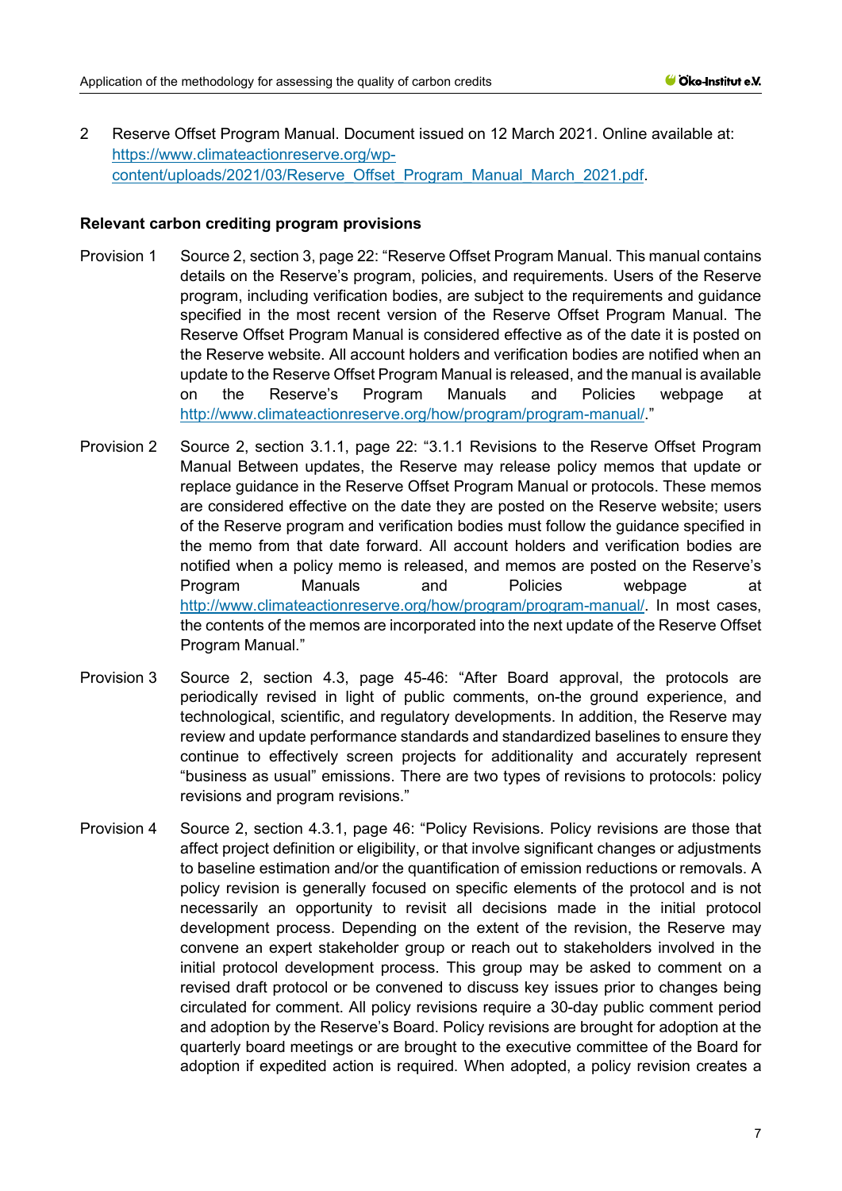2 Reserve Offset Program Manual. Document issued on 12 March 2021. Online available at: https://www.climateactionreserve.org/wp-content/uploads/2021/03/Reserve_Offset_Program_Manual_March_2021.pdf.

**Relevant carbon crediting program provisions**

Provision 1 Source 2, section 3, page 22: "Reserve Offset Program Manual. This manual contains details on the Reserve's program, policies, and requirements. Users of the Reserve program, including verification bodies, are subject to the requirements and guidance specified in the most recent version of the Reserve Offset Program Manual. The Reserve Offset Program Manual is considered effective as of the date it is posted on the Reserve website. All account holders and verification bodies are notified when an update to the Reserve Offset Program Manual is released, and the manual is available on the Reserve's Program Manuals and Policies webpage at http://www.climateactionreserve.org/how/program/program-manual/."

Provision 2 Source 2, section 3.1.1, page 22: "3.1.1 Revisions to the Reserve Offset Program Manual Between updates, the Reserve may release policy memos that update or replace guidance in the Reserve Offset Program Manual or protocols. These memos are considered effective on the date they are posted on the Reserve website; users of the Reserve program and verification bodies must follow the guidance specified in the memo from that date forward. All account holders and verification bodies are notified when a policy memo is released, and memos are posted on the Reserve's Program Manuals and Policies webpage at http://www.climateactionreserve.org/how/program/program-manual/. In most cases, the contents of the memos are incorporated into the next update of the Reserve Offset Program Manual."

Provision 3 Source 2, section 4.3, page 45-46: "After Board approval, the protocols are periodically revised in light of public comments, on-the ground experience, and technological, scientific, and regulatory developments. In addition, the Reserve may review and update performance standards and standardized baselines to ensure they continue to effectively screen projects for additionality and accurately represent "business as usual" emissions. There are two types of revisions to protocols: policy revisions and program revisions."

Provision 4 Source 2, section 4.3.1, page 46: "Policy Revisions. Policy revisions are those that affect project definition or eligibility, or that involve significant changes or adjustments to baseline estimation and/or the quantification of emission reductions or removals. A policy revision is generally focused on specific elements of the protocol and is not necessarily an opportunity to revisit all decisions made in the initial protocol development process. Depending on the extent of the revision, the Reserve may convene an expert stakeholder group or reach out to stakeholders involved in the initial protocol development process. This group may be asked to comment on a revised draft protocol or be convened to discuss key issues prior to changes being circulated for comment. All policy revisions require a 30-day public comment period and adoption by the Reserve's Board. Policy revisions are brought for adoption at the quarterly board meetings or are brought to the executive committee of the Board for adoption if expedited action is required. When adopted, a policy revision creates a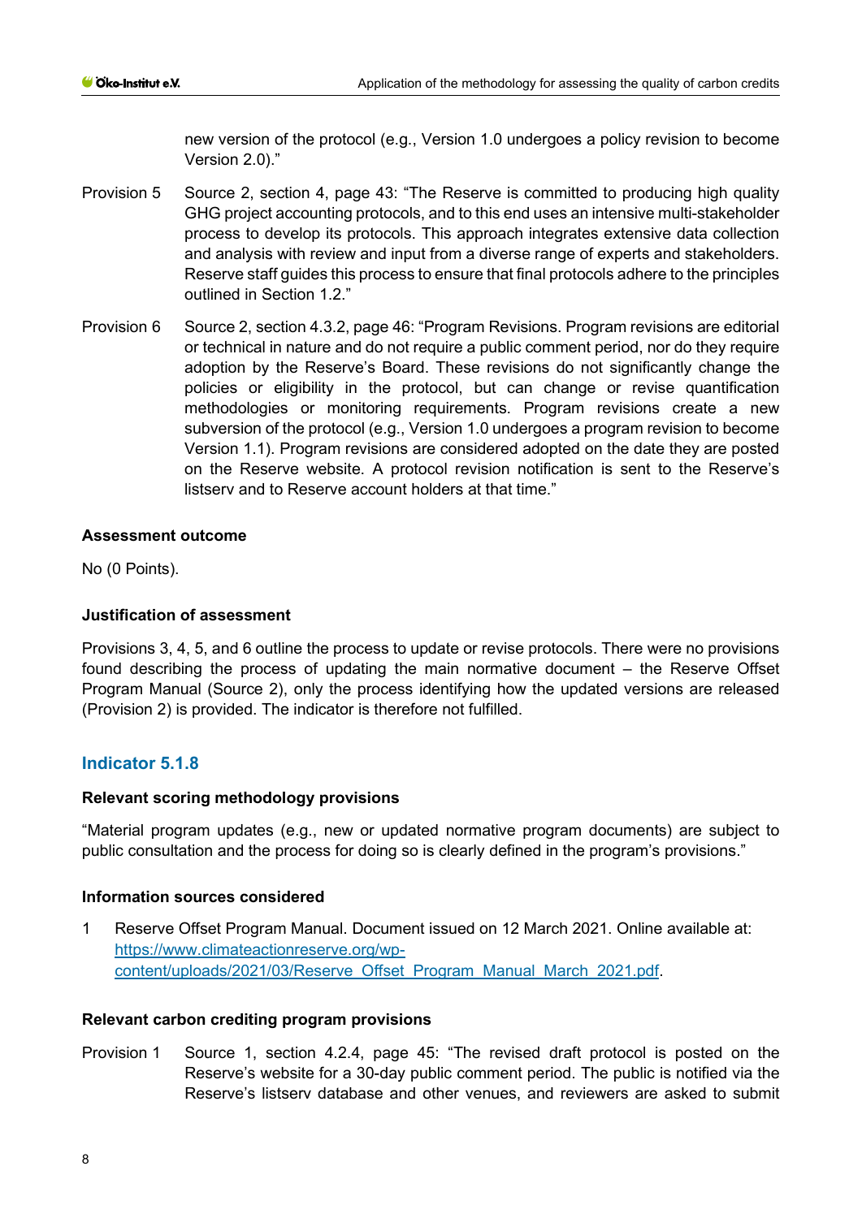new version of the protocol (e.g., Version 1.0 undergoes a policy revision to become Version 2.0)."

Provision 5 Source 2, section 4, page 43: "The Reserve is committed to producing high quality GHG project accounting protocols, and to this end uses an intensive multi-stakeholder process to develop its protocols. This approach integrates extensive data collection and analysis with review and input from a diverse range of experts and stakeholders. Reserve staff guides this process to ensure that final protocols adhere to the principles outlined in Section 1.2."

Provision 6 Source 2, section 4.3.2, page 46: "Program Revisions. Program revisions are editorial or technical in nature and do not require a public comment period, nor do they require adoption by the Reserve's Board. These revisions do not significantly change the policies or eligibility in the protocol, but can change or revise quantification methodologies or monitoring requirements. Program revisions create a new subversion of the protocol (e.g., Version 1.0 undergoes a program revision to become Version 1.1). Program revisions are considered adopted on the date they are posted on the Reserve website. A protocol revision notification is sent to the Reserve's listserv and to Reserve account holders at that time."

**Assessment outcome**

No (0 Points).

**Justification of assessment**

Provisions 3, 4, 5, and 6 outline the process to update or revise protocols. There were no provisions found describing the process of updating the main normative document – the Reserve Offset Program Manual (Source 2), only the process identifying how the updated versions are released (Provision 2) is provided. The indicator is therefore not fulfilled.

## Indicator 5.1.8

**Relevant scoring methodology provisions**

"Material program updates (e.g., new or updated normative program documents) are subject to public consultation and the process for doing so is clearly defined in the program's provisions."

**Information sources considered**

1 Reserve Offset Program Manual. Document issued on 12 March 2021. Online available at: [https://www.climateactionreserve.org/wp-content/uploads/2021/03/Reserve_Offset_Program_Manual_March_2021.pdf](https://www.climateactionreserve.org/wp-content/uploads/2021/03/Reserve_Offset_Program_Manual_March_2021.pdf).

**Relevant carbon crediting program provisions**

Provision 1 Source 1, section 4.2.4, page 45: "The revised draft protocol is posted on the Reserve's website for a 30-day public comment period. The public is notified via the Reserve's listserv database and other venues, and reviewers are asked to submit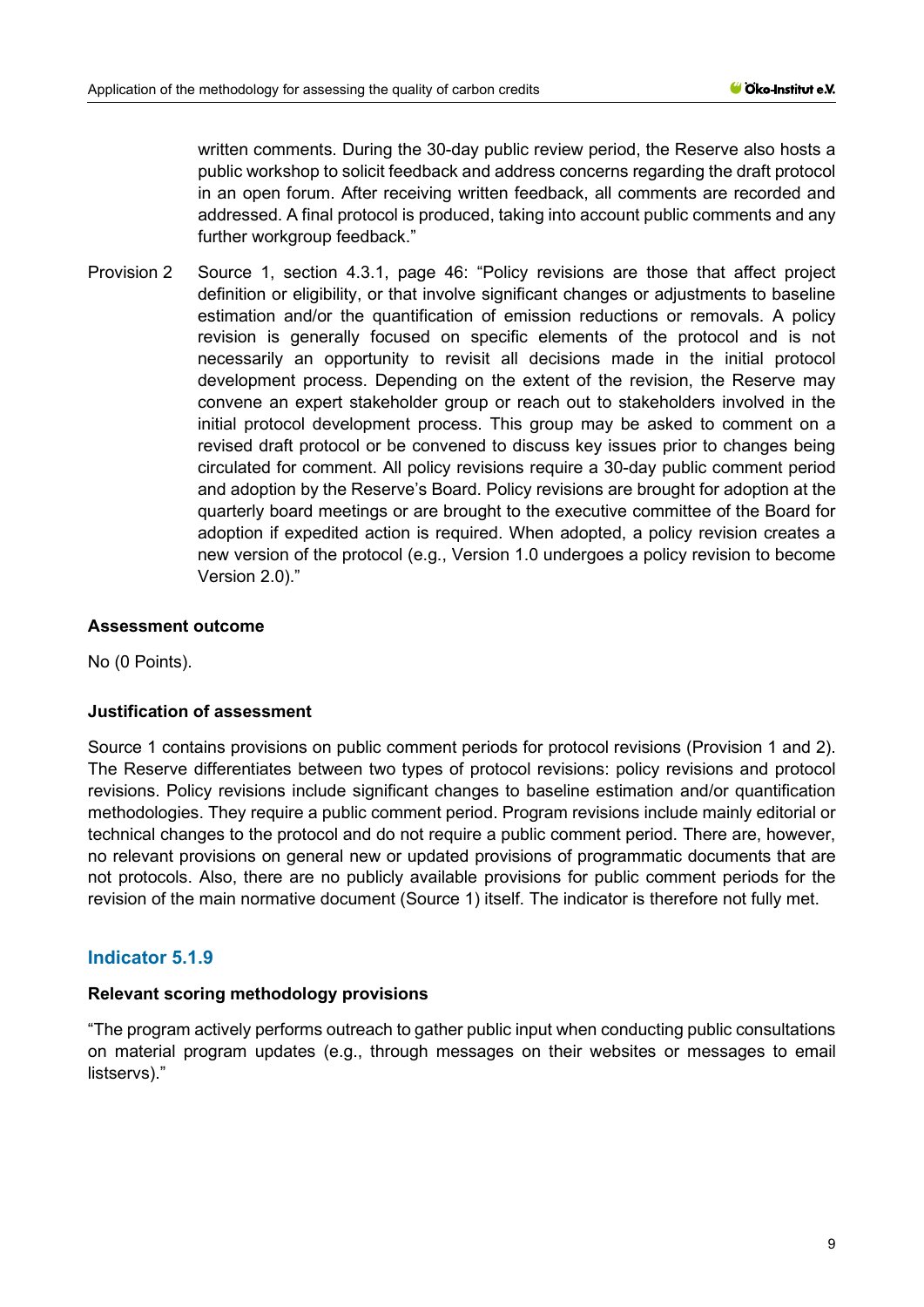written comments. During the 30-day public review period, the Reserve also hosts a public workshop to solicit feedback and address concerns regarding the draft protocol in an open forum. After receiving written feedback, all comments are recorded and addressed. A final protocol is produced, taking into account public comments and any further workgroup feedback."

Provision 2 Source 1, section 4.3.1, page 46: "Policy revisions are those that affect project definition or eligibility, or that involve significant changes or adjustments to baseline estimation and/or the quantification of emission reductions or removals. A policy revision is generally focused on specific elements of the protocol and is not necessarily an opportunity to revisit all decisions made in the initial protocol development process. Depending on the extent of the revision, the Reserve may convene an expert stakeholder group or reach out to stakeholders involved in the initial protocol development process. This group may be asked to comment on a revised draft protocol or be convened to discuss key issues prior to changes being circulated for comment. All policy revisions require a 30-day public comment period and adoption by the Reserve's Board. Policy revisions are brought for adoption at the quarterly board meetings or are brought to the executive committee of the Board for adoption if expedited action is required. When adopted, a policy revision creates a new version of the protocol (e.g., Version 1.0 undergoes a policy revision to become Version 2.0)."

**Assessment outcome**

No (0 Points).

**Justification of assessment**

Source 1 contains provisions on public comment periods for protocol revisions (Provision 1 and 2). The Reserve differentiates between two types of protocol revisions: policy revisions and protocol revisions. Policy revisions include significant changes to baseline estimation and/or quantification methodologies. They require a public comment period. Program revisions include mainly editorial or technical changes to the protocol and do not require a public comment period. There are, however, no relevant provisions on general new or updated provisions of programmatic documents that are not protocols. Also, there are no publicly available provisions for public comment periods for the revision of the main normative document (Source 1) itself. The indicator is therefore not fully met.

### Indicator 5.1.9

**Relevant scoring methodology provisions**

"The program actively performs outreach to gather public input when conducting public consultations on material program updates (e.g., through messages on their websites or messages to email listservs)."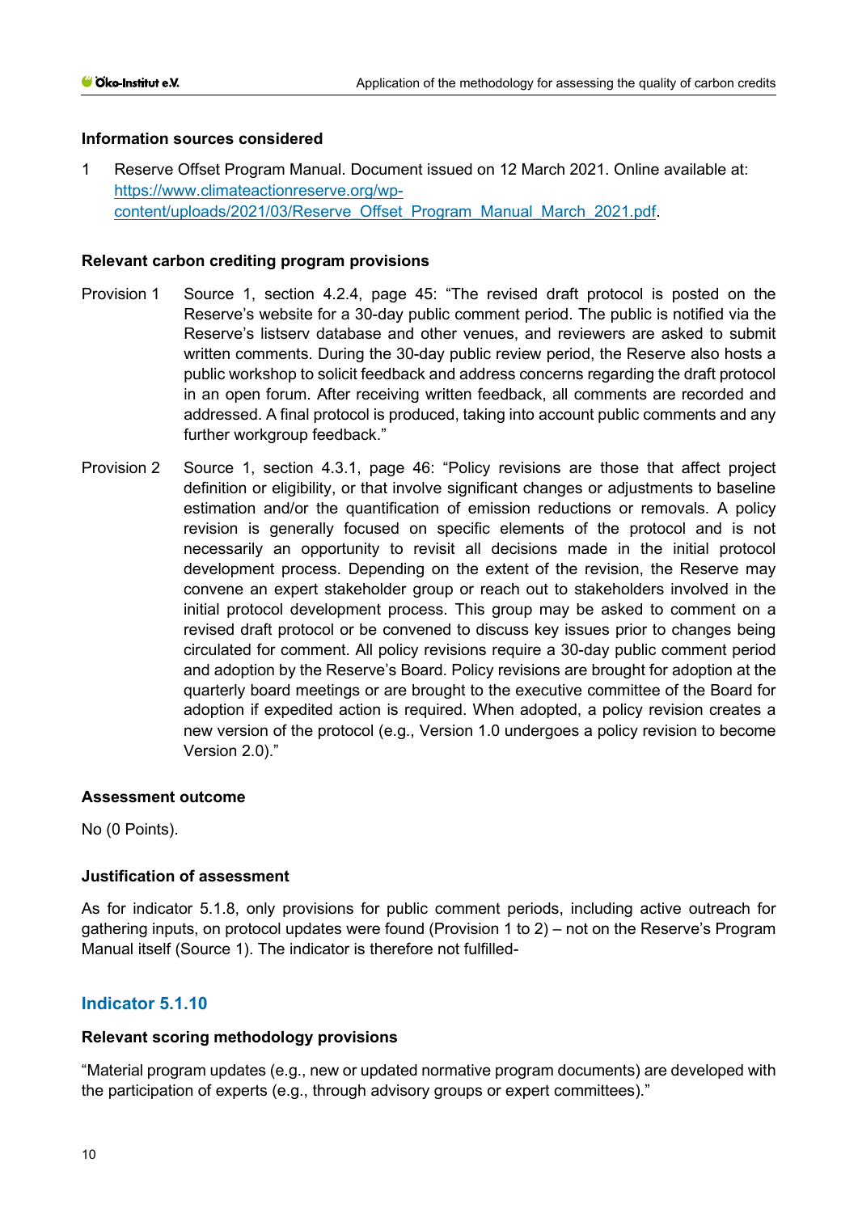**Information sources considered**

1 Reserve Offset Program Manual. Document issued on 12 March 2021. Online available at: [https://www.climateactionreserve.org/wp-content/uploads/2021/03/Reserve_Offset_Program_Manual_March_2021.pdf](https://www.climateactionreserve.org/wp-content/uploads/2021/03/Reserve_Offset_Program_Manual_March_2021.pdf).

**Relevant carbon crediting program provisions**

Provision 1 Source 1, section 4.2.4, page 45: "The revised draft protocol is posted on the Reserve's website for a 30-day public comment period. The public is notified via the Reserve's listserv database and other venues, and reviewers are asked to submit written comments. During the 30-day public review period, the Reserve also hosts a public workshop to solicit feedback and address concerns regarding the draft protocol in an open forum. After receiving written feedback, all comments are recorded and addressed. A final protocol is produced, taking into account public comments and any further workgroup feedback."

Provision 2 Source 1, section 4.3.1, page 46: "Policy revisions are those that affect project definition or eligibility, or that involve significant changes or adjustments to baseline estimation and/or the quantification of emission reductions or removals. A policy revision is generally focused on specific elements of the protocol and is not necessarily an opportunity to revisit all decisions made in the initial protocol development process. Depending on the extent of the revision, the Reserve may convene an expert stakeholder group or reach out to stakeholders involved in the initial protocol development process. This group may be asked to comment on a revised draft protocol or be convened to discuss key issues prior to changes being circulated for comment. All policy revisions require a 30-day public comment period and adoption by the Reserve's Board. Policy revisions are brought for adoption at the quarterly board meetings or are brought to the executive committee of the Board for adoption if expedited action is required. When adopted, a policy revision creates a new version of the protocol (e.g., Version 1.0 undergoes a policy revision to become Version 2.0)."

**Assessment outcome**

No (0 Points).

**Justification of assessment**

As for indicator 5.1.8, only provisions for public comment periods, including active outreach for gathering inputs, on protocol updates were found (Provision 1 to 2) – not on the Reserve's Program Manual itself (Source 1). The indicator is therefore not fulfilled-

## Indicator 5.1.10

**Relevant scoring methodology provisions**

"Material program updates (e.g., new or updated normative program documents) are developed with the participation of experts (e.g., through advisory groups or expert committees)."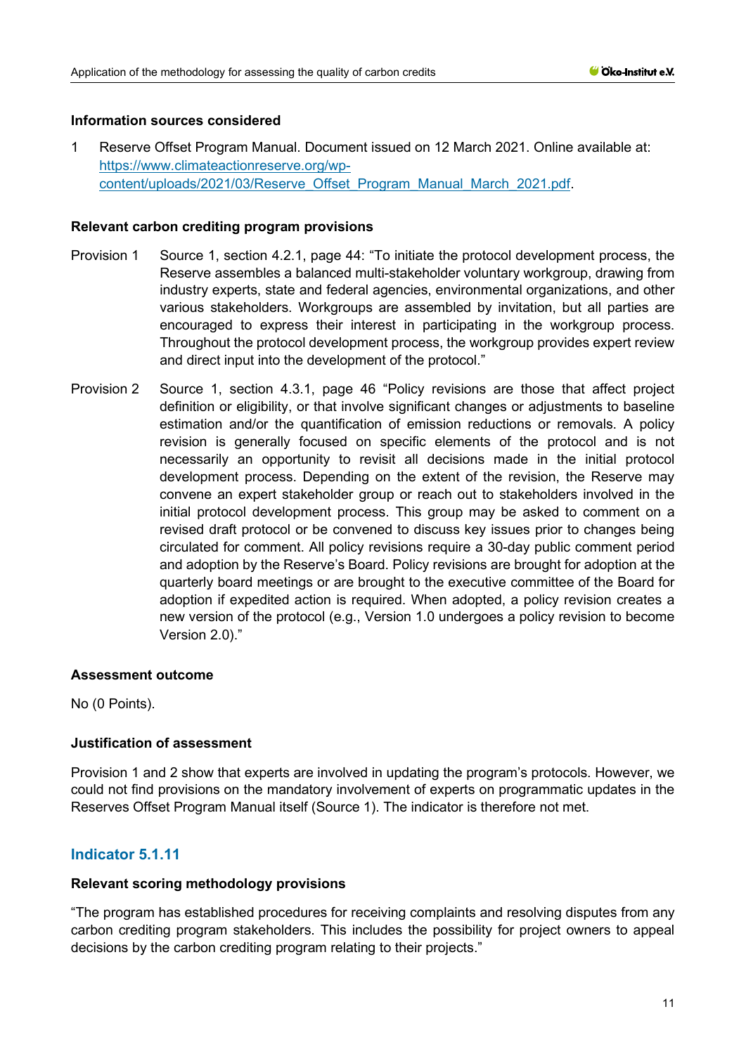#### Information sources considered

1 Reserve Offset Program Manual. Document issued on 12 March 2021. Online available at: [https://www.climateactionreserve.org/wp-content/uploads/2021/03/Reserve_Offset_Program_Manual_March_2021.pdf](https://www.climateactionreserve.org/wp-content/uploads/2021/03/Reserve_Offset_Program_Manual_March_2021.pdf).

#### Relevant carbon crediting program provisions

Provision 1 Source 1, section 4.2.1, page 44: "To initiate the protocol development process, the Reserve assembles a balanced multi-stakeholder voluntary workgroup, drawing from industry experts, state and federal agencies, environmental organizations, and other various stakeholders. Workgroups are assembled by invitation, but all parties are encouraged to express their interest in participating in the workgroup process. Throughout the protocol development process, the workgroup provides expert review and direct input into the development of the protocol."

Provision 2 Source 1, section 4.3.1, page 46 "Policy revisions are those that affect project definition or eligibility, or that involve significant changes or adjustments to baseline estimation and/or the quantification of emission reductions or removals. A policy revision is generally focused on specific elements of the protocol and is not necessarily an opportunity to revisit all decisions made in the initial protocol development process. Depending on the extent of the revision, the Reserve may convene an expert stakeholder group or reach out to stakeholders involved in the initial protocol development process. This group may be asked to comment on a revised draft protocol or be convened to discuss key issues prior to changes being circulated for comment. All policy revisions require a 30-day public comment period and adoption by the Reserve's Board. Policy revisions are brought for adoption at the quarterly board meetings or are brought to the executive committee of the Board for adoption if expedited action is required. When adopted, a policy revision creates a new version of the protocol (e.g., Version 1.0 undergoes a policy revision to become Version 2.0)."

#### Assessment outcome

No (0 Points).

#### Justification of assessment

Provision 1 and 2 show that experts are involved in updating the program's protocols. However, we could not find provisions on the mandatory involvement of experts on programmatic updates in the Reserves Offset Program Manual itself (Source 1). The indicator is therefore not met.

### Indicator 5.1.11

#### Relevant scoring methodology provisions

"The program has established procedures for receiving complaints and resolving disputes from any carbon crediting program stakeholders. This includes the possibility for project owners to appeal decisions by the carbon crediting program relating to their projects."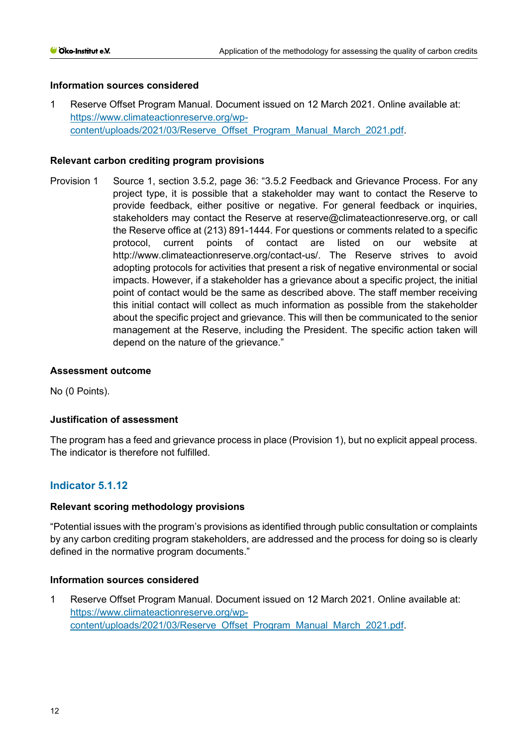**Information sources considered**

1 Reserve Offset Program Manual. Document issued on 12 March 2021. Online available at: [https://www.climateactionreserve.org/wp-content/uploads/2021/03/Reserve_Offset_Program_Manual_March_2021.pdf](https://www.climateactionreserve.org/wp-content/uploads/2021/03/Reserve_Offset_Program_Manual_March_2021.pdf).

**Relevant carbon crediting program provisions**

Provision 1 Source 1, section 3.5.2, page 36: "3.5.2 Feedback and Grievance Process. For any project type, it is possible that a stakeholder may want to contact the Reserve to provide feedback, either positive or negative. For general feedback or inquiries, stakeholders may contact the Reserve at reserve@climateactionreserve.org, or call the Reserve office at (213) 891-1444. For questions or comments related to a specific protocol, current points of contact are listed on our website at http://www.climateactionreserve.org/contact-us/. The Reserve strives to avoid adopting protocols for activities that present a risk of negative environmental or social impacts. However, if a stakeholder has a grievance about a specific project, the initial point of contact would be the same as described above. The staff member receiving this initial contact will collect as much information as possible from the stakeholder about the specific project and grievance. This will then be communicated to the senior management at the Reserve, including the President. The specific action taken will depend on the nature of the grievance."

**Assessment outcome**

No (0 Points).

**Justification of assessment**

The program has a feed and grievance process in place (Provision 1), but no explicit appeal process. The indicator is therefore not fulfilled.

## Indicator 5.1.12

**Relevant scoring methodology provisions**

"Potential issues with the program's provisions as identified through public consultation or complaints by any carbon crediting program stakeholders, are addressed and the process for doing so is clearly defined in the normative program documents."

**Information sources considered**

1 Reserve Offset Program Manual. Document issued on 12 March 2021. Online available at: [https://www.climateactionreserve.org/wp-content/uploads/2021/03/Reserve_Offset_Program_Manual_March_2021.pdf](https://www.climateactionreserve.org/wp-content/uploads/2021/03/Reserve_Offset_Program_Manual_March_2021.pdf).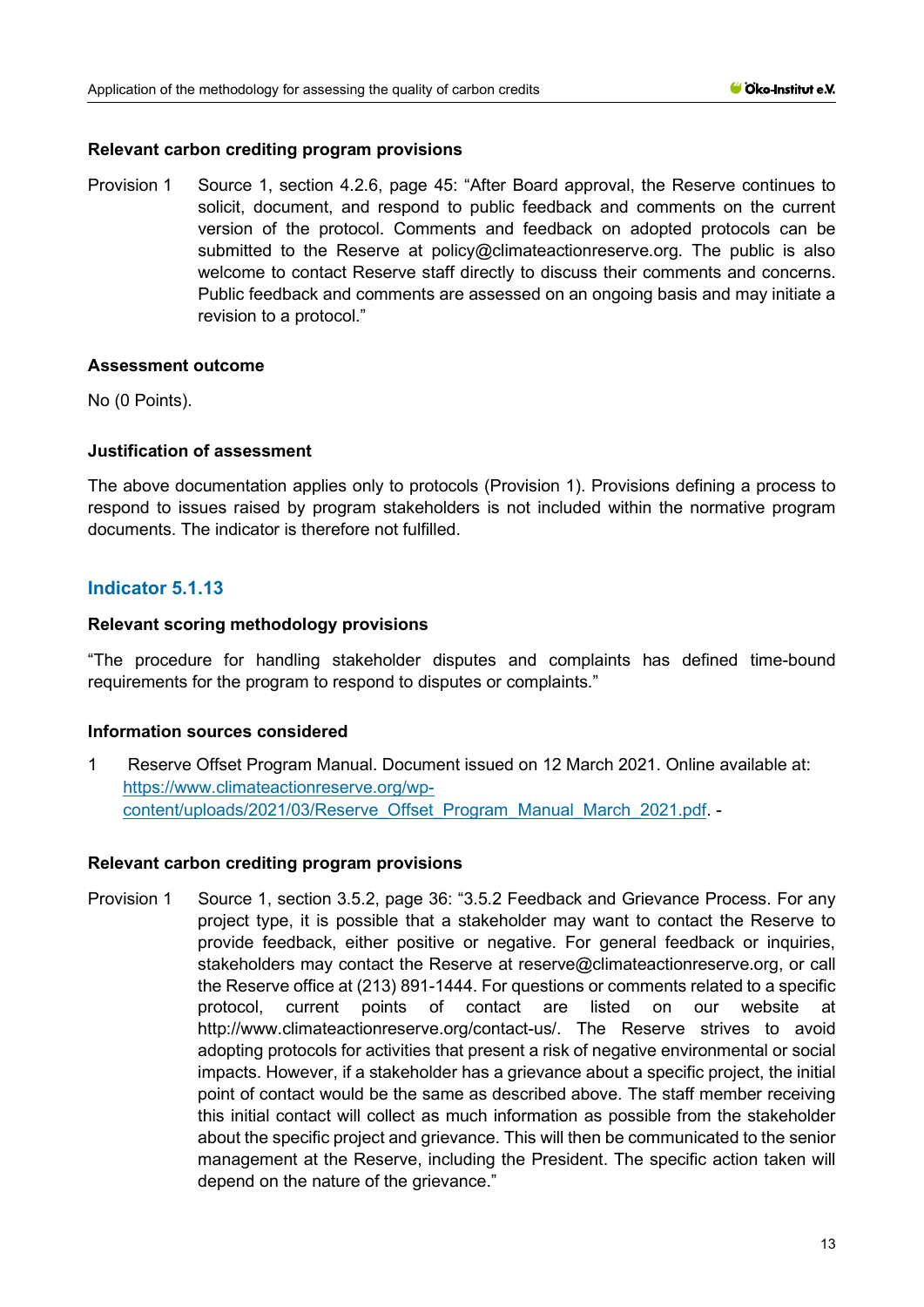#### Relevant carbon crediting program provisions

Provision 1 Source 1, section 4.2.6, page 45: "After Board approval, the Reserve continues to solicit, document, and respond to public feedback and comments on the current version of the protocol. Comments and feedback on adopted protocols can be submitted to the Reserve at policy@climateactionreserve.org. The public is also welcome to contact Reserve staff directly to discuss their comments and concerns. Public feedback and comments are assessed on an ongoing basis and may initiate a revision to a protocol."

#### Assessment outcome

No (0 Points).

#### Justification of assessment

The above documentation applies only to protocols (Provision 1). Provisions defining a process to respond to issues raised by program stakeholders is not included within the normative program documents. The indicator is therefore not fulfilled.

### Indicator 5.1.13

#### Relevant scoring methodology provisions

"The procedure for handling stakeholder disputes and complaints has defined time-bound requirements for the program to respond to disputes or complaints."

#### Information sources considered

1 Reserve Offset Program Manual. Document issued on 12 March 2021. Online available at: https://www.climateactionreserve.org/wp-content/uploads/2021/03/Reserve_Offset_Program_Manual_March_2021.pdf. -

#### Relevant carbon crediting program provisions

Provision 1 Source 1, section 3.5.2, page 36: "3.5.2 Feedback and Grievance Process. For any project type, it is possible that a stakeholder may want to contact the Reserve to provide feedback, either positive or negative. For general feedback or inquiries, stakeholders may contact the Reserve at reserve@climateactionreserve.org, or call the Reserve office at (213) 891-1444. For questions or comments related to a specific protocol, current points of contact are listed on our website at http://www.climateactionreserve.org/contact-us/. The Reserve strives to avoid adopting protocols for activities that present a risk of negative environmental or social impacts. However, if a stakeholder has a grievance about a specific project, the initial point of contact would be the same as described above. The staff member receiving this initial contact will collect as much information as possible from the stakeholder about the specific project and grievance. This will then be communicated to the senior management at the Reserve, including the President. The specific action taken will depend on the nature of the grievance."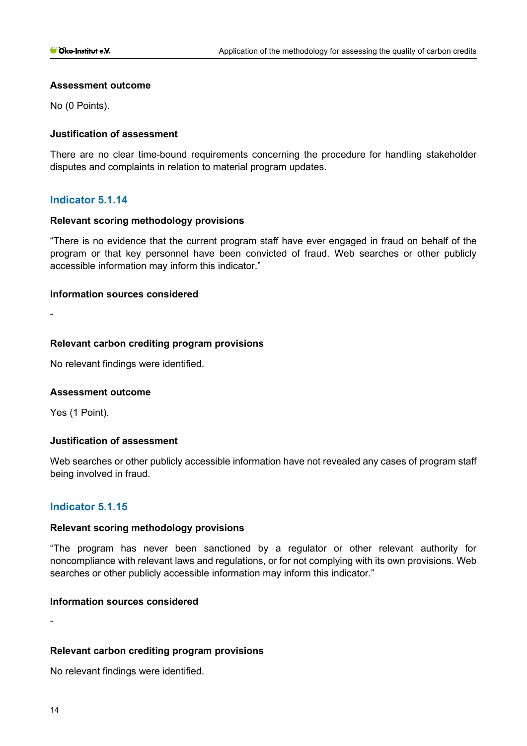**Assessment outcome**

No (0 Points).

**Justification of assessment**

There are no clear time-bound requirements concerning the procedure for handling stakeholder disputes and complaints in relation to material program updates.

## Indicator 5.1.14

**Relevant scoring methodology provisions**

"There is no evidence that the current program staff have ever engaged in fraud on behalf of the program or that key personnel have been convicted of fraud. Web searches or other publicly accessible information may inform this indicator."

**Information sources considered**

-

**Relevant carbon crediting program provisions**

No relevant findings were identified.

**Assessment outcome**

Yes (1 Point).

**Justification of assessment**

Web searches or other publicly accessible information have not revealed any cases of program staff being involved in fraud.

## Indicator 5.1.15

**Relevant scoring methodology provisions**

"The program has never been sanctioned by a regulator or other relevant authority for noncompliance with relevant laws and regulations, or for not complying with its own provisions. Web searches or other publicly accessible information may inform this indicator."

**Information sources considered**

-

**Relevant carbon crediting program provisions**

No relevant findings were identified.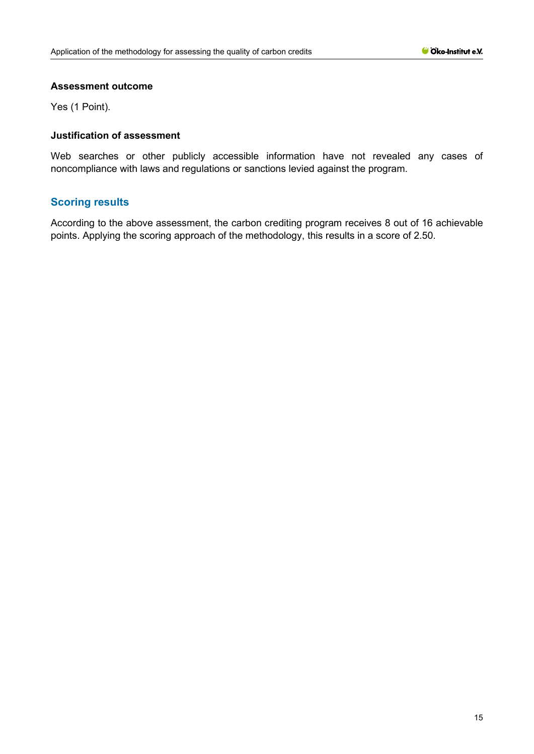**Assessment outcome**

Yes (1 Point).

**Justification of assessment**

Web searches or other publicly accessible information have not revealed any cases of noncompliance with laws and regulations or sanctions levied against the program.

## Scoring results

According to the above assessment, the carbon crediting program receives 8 out of 16 achievable points. Applying the scoring approach of the methodology, this results in a score of 2.50.